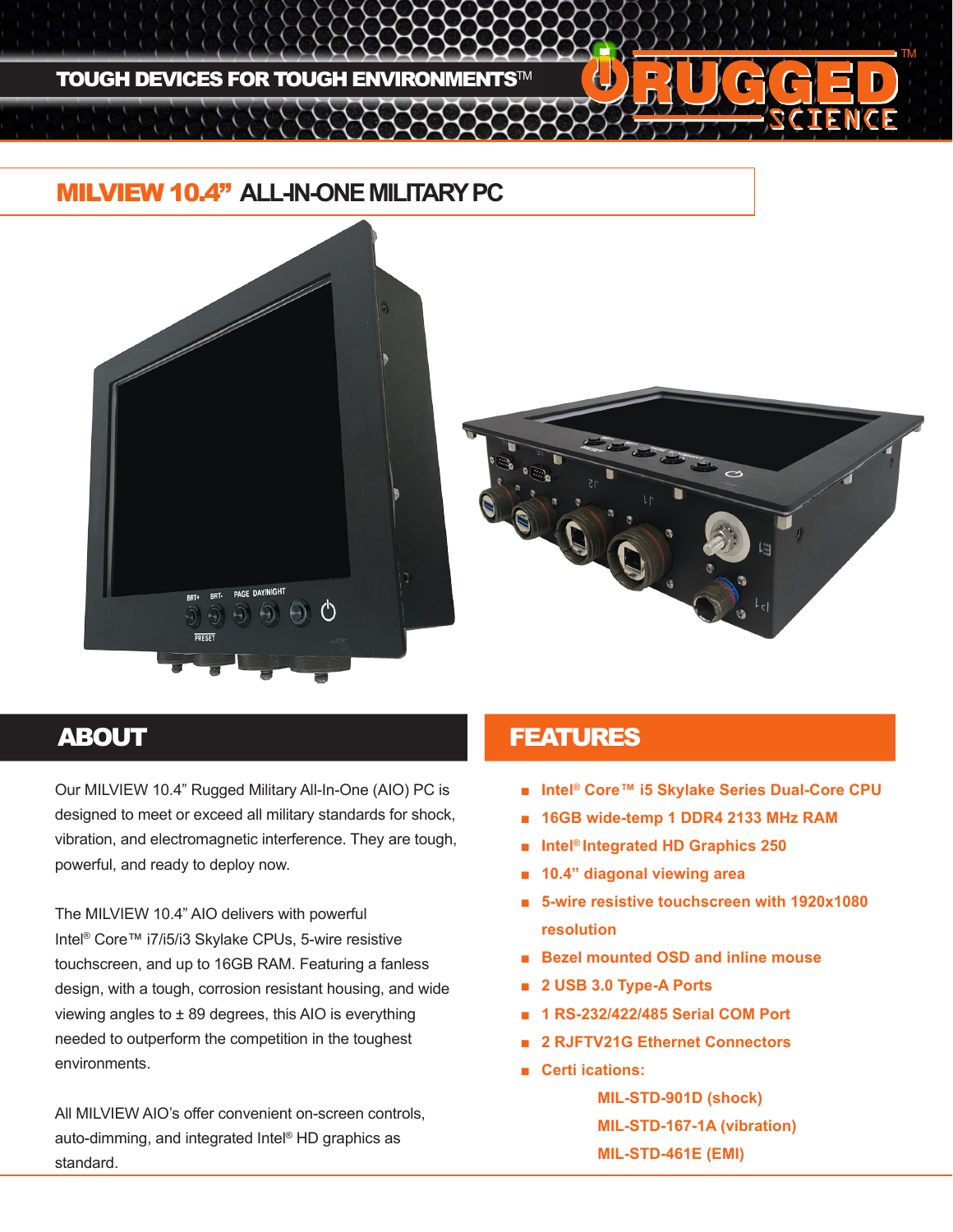TOUGH DEVICES FOR TOUGH ENVIRONMENTS™

# MILVIEW 10.4" ALL-IN-ONE MILITARY PC

## ABOUT

Our MILVIEW 10.4" Rugged Military All-In-One (AIO) PC is designed to meet or exceed all military standards for shock, vibration, and electromagnetic interference. They are tough, powerful, and ready to deploy now.

The MILVIEW 10.4" AIO delivers with powerful Intel® Core™ i7/i5/i3 Skylake CPUs, 5-wire resistive touchscreen, and up to 16GB RAM. Featuring a fanless design, with a tough, corrosion resistant housing, and wide viewing angles to ± 89 degrees, this AIO is everything needed to outperform the competition in the toughest environments.

All MILVIEW AIO's offer convenient on-screen controls, auto-dimming, and integrated Intel® HD graphics as standard.

## FEATURES

- Intel® Core™ i5 Skylake Series Dual-Core CPU
- 16GB wide-temp 1 DDR4 2133 MHz RAM
- Intel® Integrated HD Graphics 250
- 10.4" diagonal viewing area
- 5-wire resistive touchscreen with 1920x1080 resolution
- Bezel mounted OSD and inline mouse
- 2 USB 3.0 Type-A Ports
- 1 RS-232/422/485 Serial COM Port
- 2 RJFTV21G Ethernet Connectors
- Certi ications:
  - MIL-STD-901D (shock)
  - MIL-STD-167-1A (vibration)
  - MIL-STD-461E (EMI)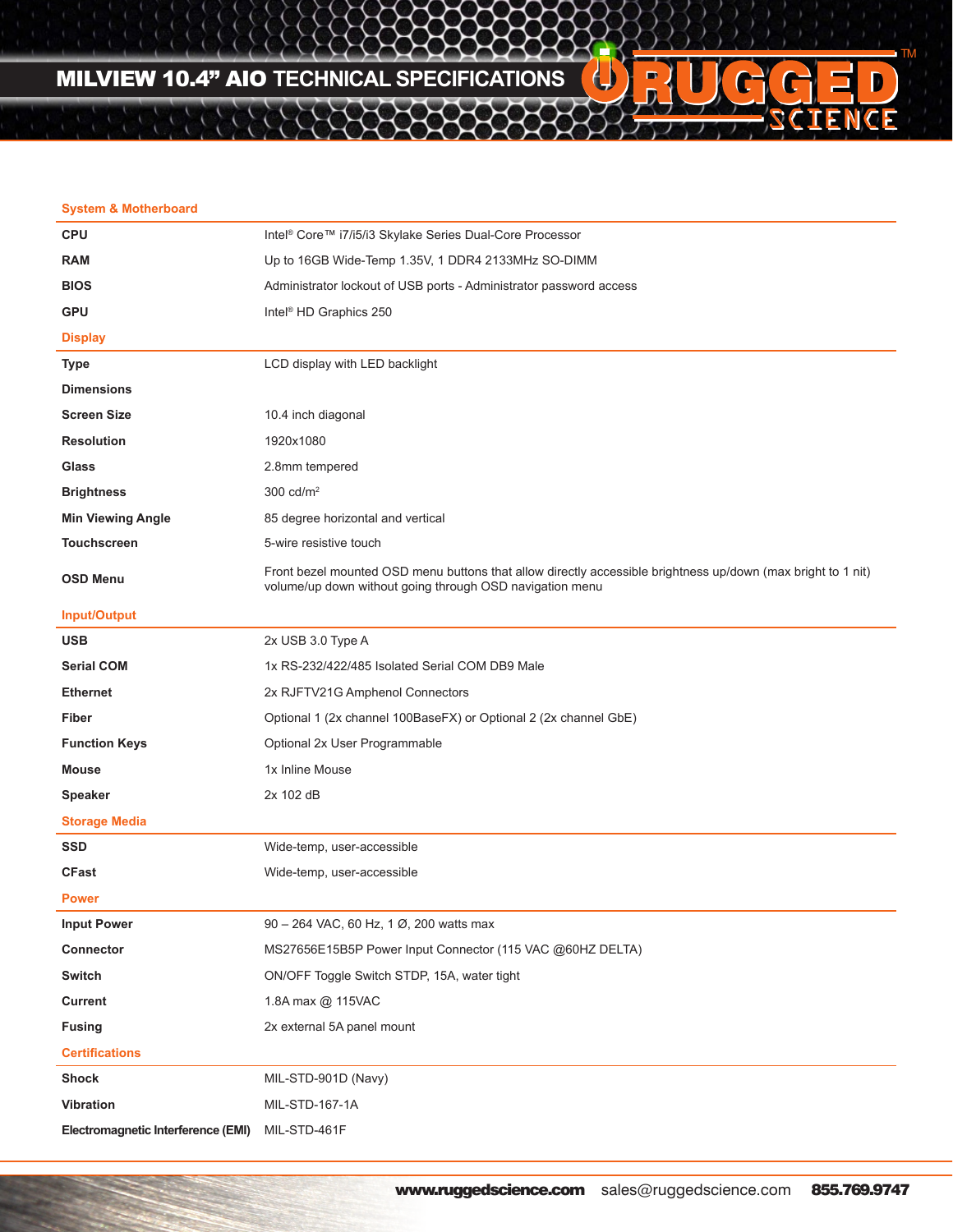# MILVIEW 10.4" AIO TECHNICAL SPECIFICATIONS

| | |
|---|---|
| **System & Motherboard** | |
| **CPU** | Intel® Core™ i7/i5/i3 Skylake Series Dual-Core Processor |
| **RAM** | Up to 16GB Wide-Temp 1.35V, 1 DDR4 2133MHz SO-DIMM |
| **BIOS** | Administrator lockout of USB ports - Administrator password access |
| **GPU** | Intel® HD Graphics 250 |
| **Display** | |
| **Type** | LCD display with LED backlight |
| **Dimensions** | |
| **Screen Size** | 10.4 inch diagonal |
| **Resolution** | 1920x1080 |
| **Glass** | 2.8mm tempered |
| **Brightness** | 300 cd/m² |
| **Min Viewing Angle** | 85 degree horizontal and vertical |
| **Touchscreen** | 5-wire resistive touch |
| **OSD Menu** | Front bezel mounted OSD menu buttons that allow directly accessible brightness up/down (max bright to 1 nit) volume/up down without going through OSD navigation menu |
| **Input/Output** | |
| **USB** | 2x USB 3.0 Type A |
| **Serial COM** | 1x RS-232/422/485 Isolated Serial COM DB9 Male |
| **Ethernet** | 2x RJFTV21G Amphenol Connectors |
| **Fiber** | Optional 1 (2x channel 100BaseFX) or Optional 2 (2x channel GbE) |
| **Function Keys** | Optional 2x User Programmable |
| **Mouse** | 1x Inline Mouse |
| **Speaker** | 2x 102 dB |
| **Storage Media** | |
| **SSD** | Wide-temp, user-accessible |
| **CFast** | Wide-temp, user-accessible |
| **Power** | |
| **Input Power** | 90 – 264 VAC, 60 Hz, 1 Ø, 200 watts max |
| **Connector** | MS27656E15B5P Power Input Connector (115 VAC @60HZ DELTA) |
| **Switch** | ON/OFF Toggle Switch STDP, 15A, water tight |
| **Current** | 1.8A max @ 115VAC |
| **Fusing** | 2x external 5A panel mount |
| **Certifications** | |
| **Shock** | MIL-STD-901D (Navy) |
| **Vibration** | MIL-STD-167-1A |
| **Electromagnetic Interference (EMI)** | MIL-STD-461F |

www.ruggedscience.com sales@ruggedscience.com 855.769.9747